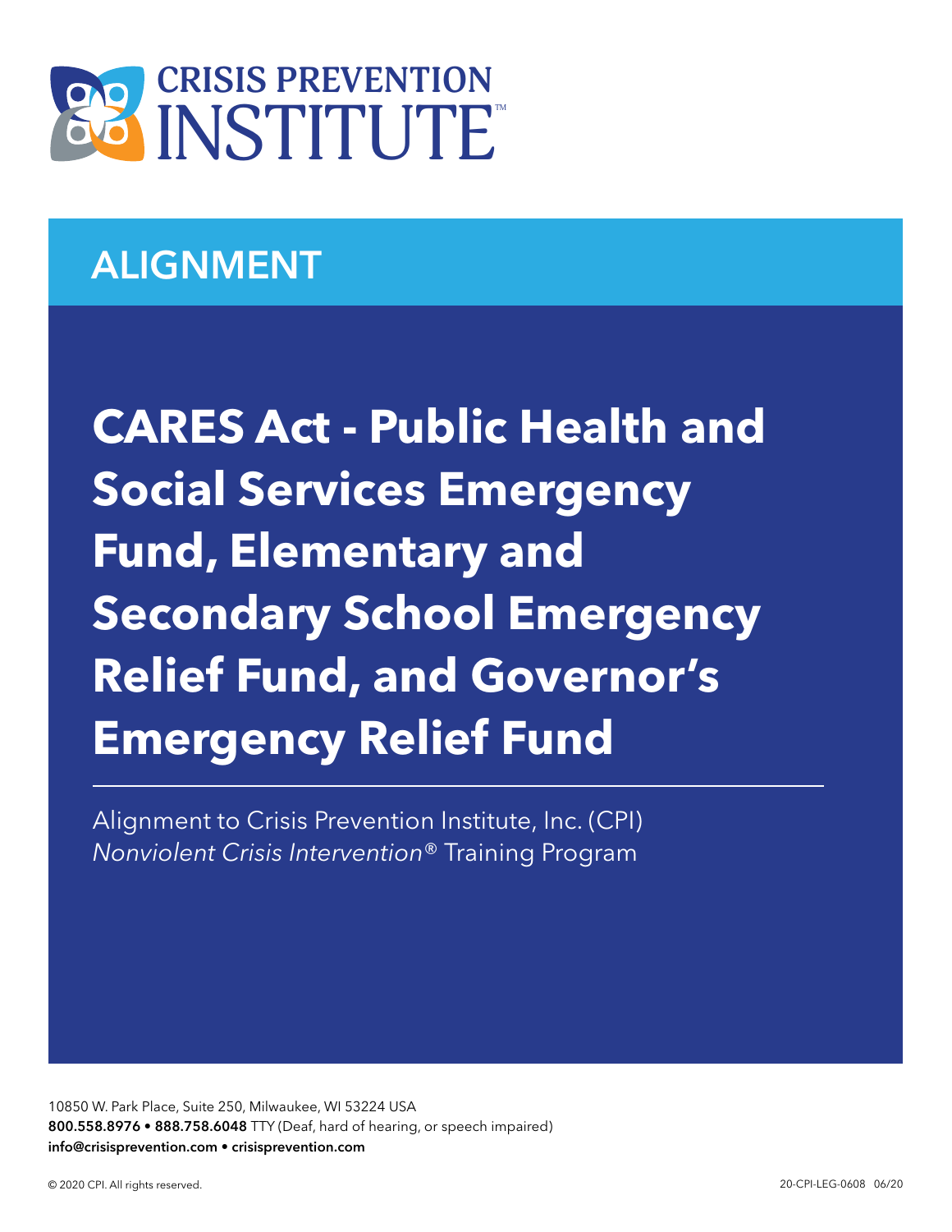CRISIS PREVENTION INSTITUTE™

## ALIGNMENT

# CARES Act - Public Health and Social Services Emergency Fund, Elementary and Secondary School Emergency Relief Fund, and Governor's Emergency Relief Fund

Alignment to Crisis Prevention Institute, Inc. (CPI) *Nonviolent Crisis Intervention*® Training Program

10850 W. Park Place, Suite 250, Milwaukee, WI 53224 USA
**800.558.8976 • 888.758.6048** TTY (Deaf, hard of hearing, or speech impaired)
**info@crisisprevention.com • crisisprevention.com**

© 2020 CPI. All rights reserved.

20-CPI-LEG-0608 06/20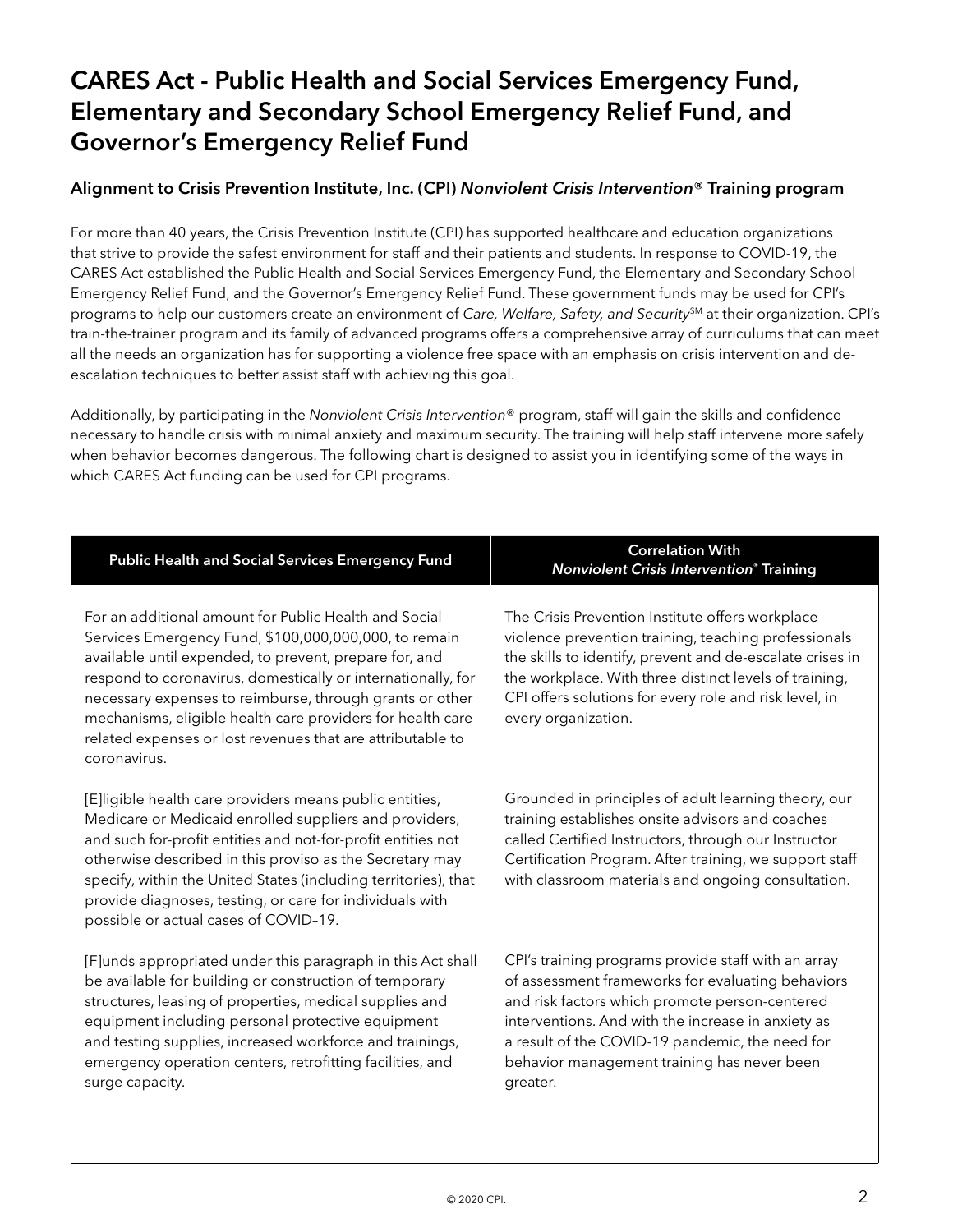# CARES Act - Public Health and Social Services Emergency Fund, Elementary and Secondary School Emergency Relief Fund, and Governor's Emergency Relief Fund

## Alignment to Crisis Prevention Institute, Inc. (CPI) *Nonviolent Crisis Intervention®* Training program

For more than 40 years, the Crisis Prevention Institute (CPI) has supported healthcare and education organizations that strive to provide the safest environment for staff and their patients and students. In response to COVID-19, the CARES Act established the Public Health and Social Services Emergency Fund, the Elementary and Secondary School Emergency Relief Fund, and the Governor's Emergency Relief Fund. These government funds may be used for CPI's programs to help our customers create an environment of *Care, Welfare, Safety, and Security*℠ at their organization. CPI's train-the-trainer program and its family of advanced programs offers a comprehensive array of curriculums that can meet all the needs an organization has for supporting a violence free space with an emphasis on crisis intervention and de-escalation techniques to better assist staff with achieving this goal.

Additionally, by participating in the *Nonviolent Crisis Intervention®* program, staff will gain the skills and confidence necessary to handle crisis with minimal anxiety and maximum security. The training will help staff intervene more safely when behavior becomes dangerous. The following chart is designed to assist you in identifying some of the ways in which CARES Act funding can be used for CPI programs.

| Public Health and Social Services Emergency Fund | Correlation With *Nonviolent Crisis Intervention®* Training |
|---|---|
| For an additional amount for Public Health and Social Services Emergency Fund, $100,000,000,000, to remain available until expended, to prevent, prepare for, and respond to coronavirus, domestically or internationally, for necessary expenses to reimburse, through grants or other mechanisms, eligible health care providers for health care related expenses or lost revenues that are attributable to coronavirus. | The Crisis Prevention Institute offers workplace violence prevention training, teaching professionals the skills to identify, prevent and de-escalate crises in the workplace. With three distinct levels of training, CPI offers solutions for every role and risk level, in every organization. |
| [E]ligible health care providers means public entities, Medicare or Medicaid enrolled suppliers and providers, and such for-profit entities and not-for-profit entities not otherwise described in this proviso as the Secretary may specify, within the United States (including territories), that provide diagnoses, testing, or care for individuals with possible or actual cases of COVID–19. | Grounded in principles of adult learning theory, our training establishes onsite advisors and coaches called Certified Instructors, through our Instructor Certification Program. After training, we support staff with classroom materials and ongoing consultation. |
| [F]unds appropriated under this paragraph in this Act shall be available for building or construction of temporary structures, leasing of properties, medical supplies and equipment including personal protective equipment and testing supplies, increased workforce and trainings, emergency operation centers, retrofitting facilities, and surge capacity. | CPI's training programs provide staff with an array of assessment frameworks for evaluating behaviors and risk factors which promote person-centered interventions. And with the increase in anxiety as a result of the COVID-19 pandemic, the need for behavior management training has never been greater. |

© 2020 CPI.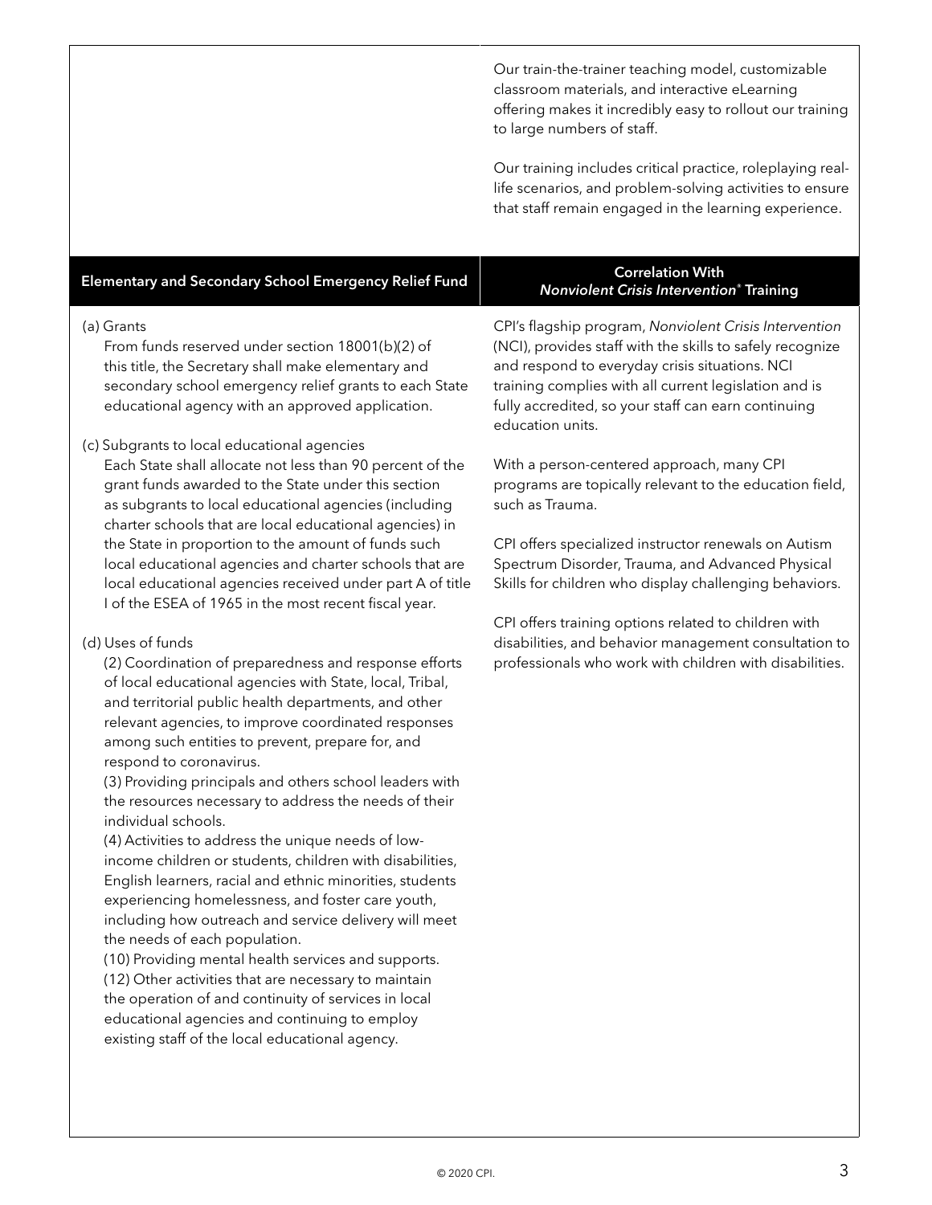| | |
|---|---|
| | Our train-the-trainer teaching model, customizable classroom materials, and interactive eLearning offering makes it incredibly easy to rollout our training to large numbers of staff.<br><br>Our training includes critical practice, roleplaying real-life scenarios, and problem-solving activities to ensure that staff remain engaged in the learning experience. |

| Elementary and Secondary School Emergency Relief Fund | Correlation With *Nonviolent Crisis Intervention*® Training |
|---|---|
| (a) Grants<br>From funds reserved under section 18001(b)(2) of this title, the Secretary shall make elementary and secondary school emergency relief grants to each State educational agency with an approved application.<br><br>(c) Subgrants to local educational agencies<br>Each State shall allocate not less than 90 percent of the grant funds awarded to the State under this section as subgrants to local educational agencies (including charter schools that are local educational agencies) in the State in proportion to the amount of funds such local educational agencies and charter schools that are local educational agencies received under part A of title I of the ESEA of 1965 in the most recent fiscal year.<br><br>(d) Uses of funds<br>(2) Coordination of preparedness and response efforts of local educational agencies with State, local, Tribal, and territorial public health departments, and other relevant agencies, to improve coordinated responses among such entities to prevent, prepare for, and respond to coronavirus.<br>(3) Providing principals and others school leaders with the resources necessary to address the needs of their individual schools.<br>(4) Activities to address the unique needs of low-income children or students, children with disabilities, English learners, racial and ethnic minorities, students experiencing homelessness, and foster care youth, including how outreach and service delivery will meet the needs of each population.<br>(10) Providing mental health services and supports.<br>(12) Other activities that are necessary to maintain the operation of and continuity of services in local educational agencies and continuing to employ existing staff of the local educational agency. | CPI's flagship program, *Nonviolent Crisis Intervention* (NCI), provides staff with the skills to safely recognize and respond to everyday crisis situations. NCI training complies with all current legislation and is fully accredited, so your staff can earn continuing education units.<br><br>With a person-centered approach, many CPI programs are topically relevant to the education field, such as Trauma.<br><br>CPI offers specialized instructor renewals on Autism Spectrum Disorder, Trauma, and Advanced Physical Skills for children who display challenging behaviors.<br><br>CPI offers training options related to children with disabilities, and behavior management consultation to professionals who work with children with disabilities. |

© 2020 CPI.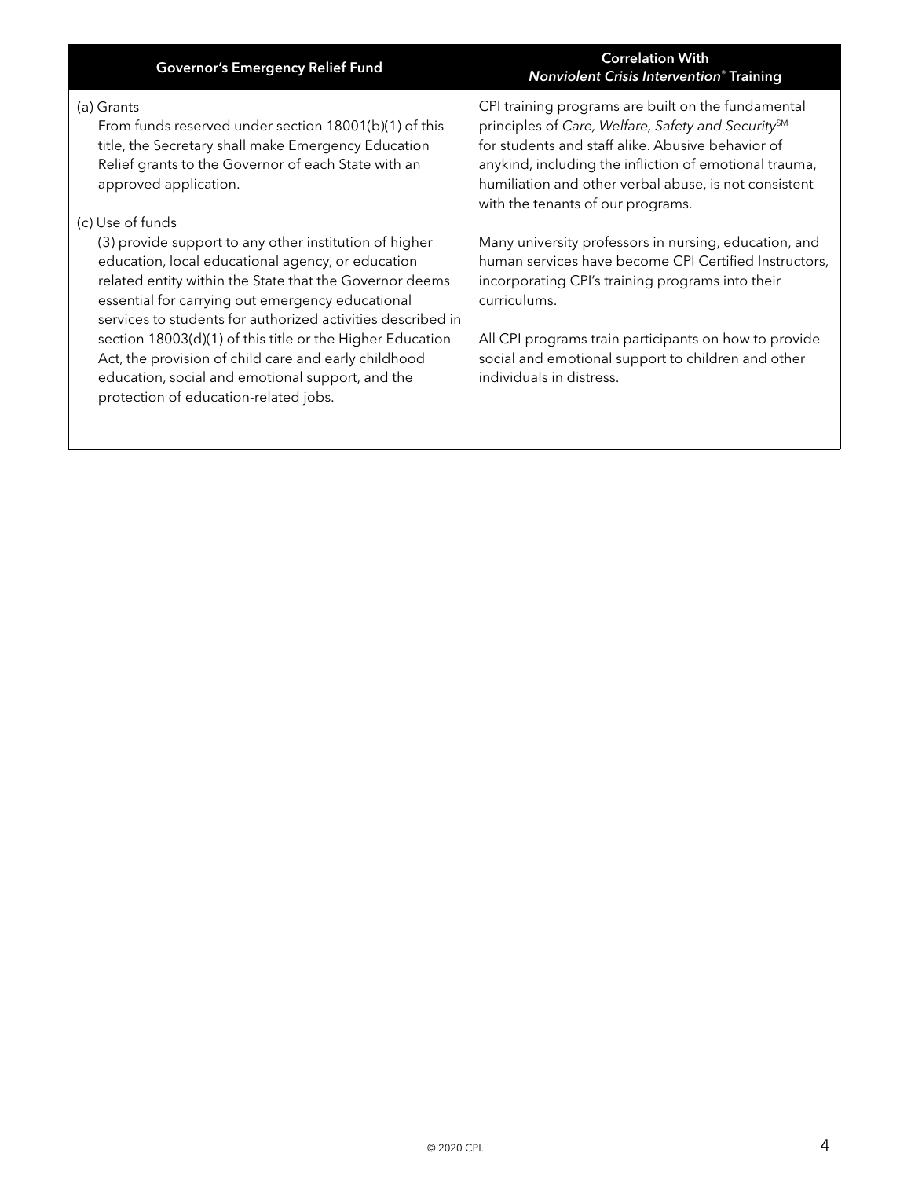| Governor's Emergency Relief Fund | Correlation With *Nonviolent Crisis Intervention*® Training |
| --- | --- |
| (a) Grants<br>From funds reserved under section 18001(b)(1) of this title, the Secretary shall make Emergency Education Relief grants to the Governor of each State with an approved application. | CPI training programs are built on the fundamental principles of *Care, Welfare, Safety and Security*SM for students and staff alike. Abusive behavior of anykind, including the infliction of emotional trauma, humiliation and other verbal abuse, is not consistent with the tenants of our programs. |
| (c) Use of funds<br>(3) provide support to any other institution of higher education, local educational agency, or education related entity within the State that the Governor deems essential for carrying out emergency educational services to students for authorized activities described in section 18003(d)(1) of this title or the Higher Education Act, the provision of child care and early childhood education, social and emotional support, and the protection of education-related jobs. | Many university professors in nursing, education, and human services have become CPI Certified Instructors, incorporating CPI's training programs into their curriculums.<br><br>All CPI programs train participants on how to provide social and emotional support to children and other individuals in distress. |

© 2020 CPI.